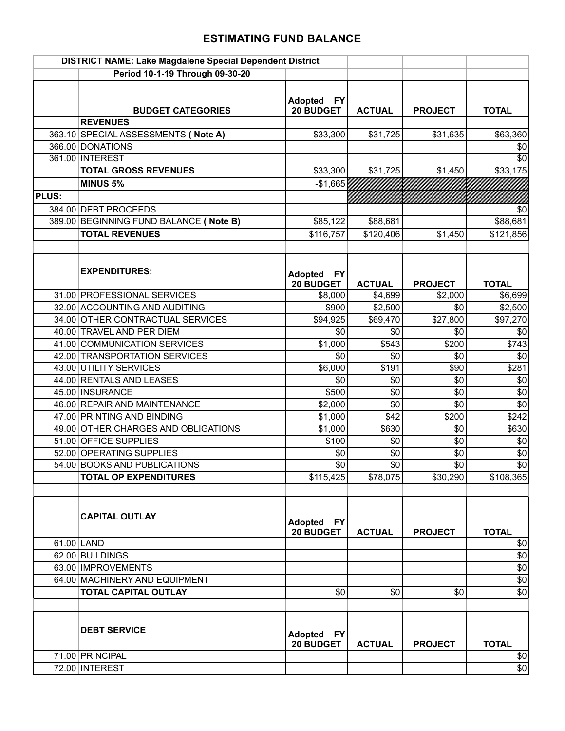# ESTIMATING FUND BALANCE

| | DISTRICT NAME: Lake Magdalene Special Dependent District | | | | |
|---|---|---|---|---|---|
| | Period 10-1-19 Through 09-30-20 | | | | |
| | BUDGET CATEGORIES | Adopted FY 20 BUDGET | ACTUAL | PROJECT | TOTAL |
| | REVENUES | | | | |
| 363.10 | SPECIAL ASSESSMENTS **( Note A)** | $33,300 | $31,725 | $31,635 | $63,360 |
| 366.00 | DONATIONS | | | | $0 |
| 361.00 | INTEREST | | | | $0 |
| | **TOTAL GROSS REVENUES** | $33,300 | $31,725 | $1,450 | $33,175 |
| | **MINUS 5%** | -$1,665 | | | |
| PLUS: | | | | | |
| 384.00 | DEBT PROCEEDS | | | | $0 |
| 389.00 | BEGINNING FUND BALANCE **( Note B)** | $85,122 | $88,681 | | $88,681 |
| | **TOTAL REVENUES** | $116,757 | $120,406 | $1,450 | $121,856 |
| | | | | | |
| | **EXPENDITURES:** | Adopted FY 20 BUDGET | ACTUAL | PROJECT | TOTAL |
| 31.00 | PROFESSIONAL SERVICES | $8,000 | $4,699 | $2,000 | $6,699 |
| 32.00 | ACCOUNTING AND AUDITING | $900 | $2,500 | $0 | $2,500 |
| 34.00 | OTHER CONTRACTUAL SERVICES | $94,925 | $69,470 | $27,800 | $97,270 |
| 40.00 | TRAVEL AND PER DIEM | $0 | $0 | $0 | $0 |
| 41.00 | COMMUNICATION SERVICES | $1,000 | $543 | $200 | $743 |
| 42.00 | TRANSPORTATION SERVICES | $0 | $0 | $0 | $0 |
| 43.00 | UTILITY SERVICES | $6,000 | $191 | $90 | $281 |
| 44.00 | RENTALS AND LEASES | $0 | $0 | $0 | $0 |
| 45.00 | INSURANCE | $500 | $0 | $0 | $0 |
| 46.00 | REPAIR AND MAINTENANCE | $2,000 | $0 | $0 | $0 |
| 47.00 | PRINTING AND BINDING | $1,000 | $42 | $200 | $242 |
| 49.00 | OTHER CHARGES AND OBLIGATIONS | $1,000 | $630 | $0 | $630 |
| 51.00 | OFFICE SUPPLIES | $100 | $0 | $0 | $0 |
| 52.00 | OPERATING SUPPLIES | $0 | $0 | $0 | $0 |
| 54.00 | BOOKS AND PUBLICATIONS | $0 | $0 | $0 | $0 |
| | **TOTAL OP EXPENDITURES** | $115,425 | $78,075 | $30,290 | $108,365 |
| | | | | | |
| | **CAPITAL OUTLAY** | Adopted FY 20 BUDGET | ACTUAL | PROJECT | TOTAL |
| 61.00 | LAND | | | | $0 |
| 62.00 | BUILDINGS | | | | $0 |
| 63.00 | IMPROVEMENTS | | | | $0 |
| 64.00 | MACHINERY AND EQUIPMENT | | | | $0 |
| | **TOTAL CAPITAL OUTLAY** | $0 | $0 | $0 | $0 |
| | | | | | |
| | **DEBT SERVICE** | Adopted FY 20 BUDGET | ACTUAL | PROJECT | TOTAL |
| 71.00 | PRINCIPAL | | | | $0 |
| 72.00 | INTEREST | | | | $0 |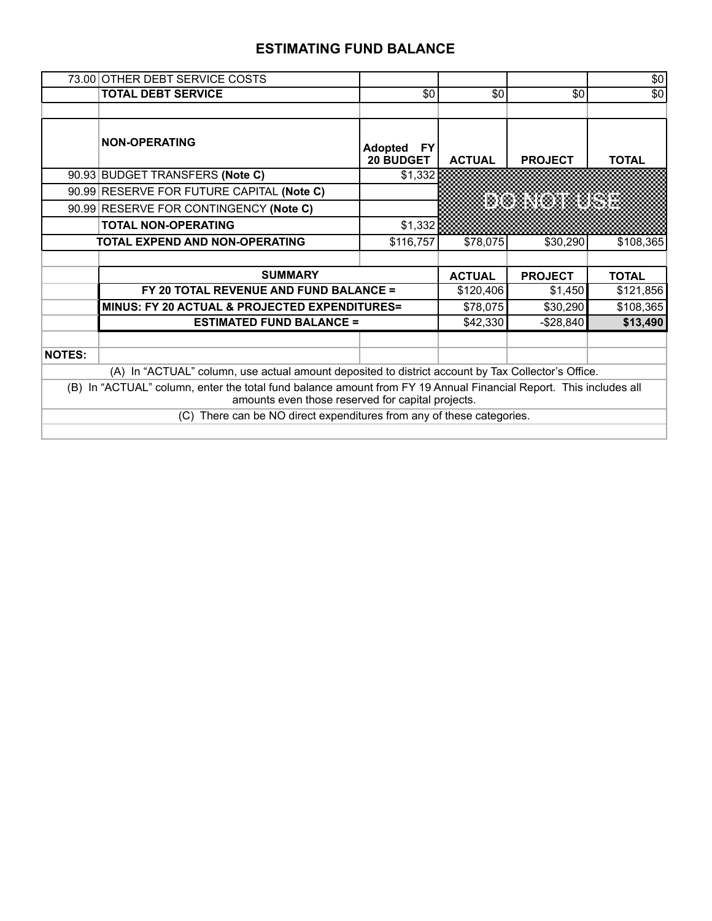# ESTIMATING FUND BALANCE

| | | | | | |
|---|---|---|---|---|---|
| 73.00 | OTHER DEBT SERVICE COSTS | | | | $0 |
| | **TOTAL DEBT SERVICE** | $0 | $0 | $0 | $0 |
| | | | | | |
| | **NON-OPERATING** | **Adopted FY 20 BUDGET** | **ACTUAL** | **PROJECT** | **TOTAL** |
| 90.93 | BUDGET TRANSFERS **(Note C)** | $1,332 | DO NOT USE | | |
| 90.99 | RESERVE FOR FUTURE CAPITAL **(Note C)** | | | | |
| 90.99 | RESERVE FOR CONTINGENCY **(Note C)** | | | | |
| | **TOTAL NON-OPERATING** | $1,332 | | | |
| | **TOTAL EXPEND AND NON-OPERATING** | $116,757 | $78,075 | $30,290 | $108,365 |

| | **SUMMARY** | **ACTUAL** | **PROJECT** | **TOTAL** |
|---|---|---|---|---|
| | **FY 20 TOTAL REVENUE AND FUND BALANCE =** | $120,406 | $1,450 | $121,856 |
| | **MINUS: FY 20 ACTUAL & PROJECTED EXPENDITURES=** | $78,075 | $30,290 | $108,365 |
| | **ESTIMATED FUND BALANCE =** | $42,330 | -$28,840 | **$13,490** |

**NOTES:**

(A) In "ACTUAL" column, use actual amount deposited to district account by Tax Collector's Office.

(B) In "ACTUAL" column, enter the total fund balance amount from FY 19 Annual Financial Report. This includes all amounts even those reserved for capital projects.

(C) There can be NO direct expenditures from any of these categories.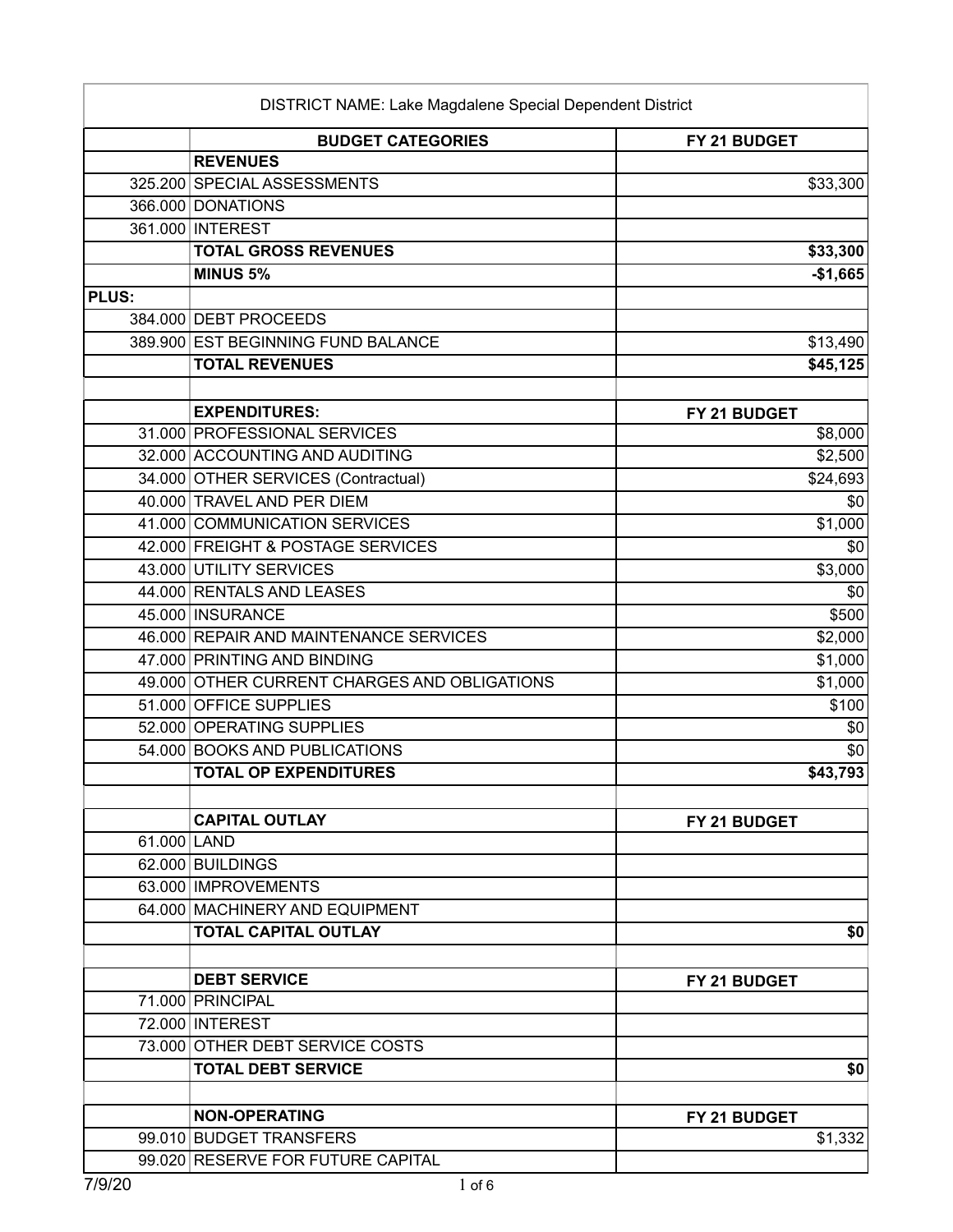DISTRICT NAME: Lake Magdalene Special Dependent District

| | BUDGET CATEGORIES | FY 21 BUDGET |
|---|---|---|
| | **REVENUES** | |
| 325.200 | SPECIAL ASSESSMENTS | $33,300 |
| 366.000 | DONATIONS | |
| 361.000 | INTEREST | |
| | **TOTAL GROSS REVENUES** | **$33,300** |
| | **MINUS 5%** | **-$1,665** |
| **PLUS:** | | |
| 384.000 | DEBT PROCEEDS | |
| 389.900 | EST BEGINNING FUND BALANCE | $13,490 |
| | **TOTAL REVENUES** | **$45,125** |
| | | |
| | **EXPENDITURES:** | **FY 21 BUDGET** |
| 31.000 | PROFESSIONAL SERVICES | $8,000 |
| 32.000 | ACCOUNTING AND AUDITING | $2,500 |
| 34.000 | OTHER SERVICES (Contractual) | $24,693 |
| 40.000 | TRAVEL AND PER DIEM | $0 |
| 41.000 | COMMUNICATION SERVICES | $1,000 |
| 42.000 | FREIGHT & POSTAGE SERVICES | $0 |
| 43.000 | UTILITY SERVICES | $3,000 |
| 44.000 | RENTALS AND LEASES | $0 |
| 45.000 | INSURANCE | $500 |
| 46.000 | REPAIR AND MAINTENANCE SERVICES | $2,000 |
| 47.000 | PRINTING AND BINDING | $1,000 |
| 49.000 | OTHER CURRENT CHARGES AND OBLIGATIONS | $1,000 |
| 51.000 | OFFICE SUPPLIES | $100 |
| 52.000 | OPERATING SUPPLIES | $0 |
| 54.000 | BOOKS AND PUBLICATIONS | $0 |
| | **TOTAL OP EXPENDITURES** | **$43,793** |
| | | |
| | **CAPITAL OUTLAY** | **FY 21 BUDGET** |
| 61.000 | LAND | |
| 62.000 | BUILDINGS | |
| 63.000 | IMPROVEMENTS | |
| 64.000 | MACHINERY AND EQUIPMENT | |
| | **TOTAL CAPITAL OUTLAY** | **$0** |
| | | |
| | **DEBT SERVICE** | **FY 21 BUDGET** |
| 71.000 | PRINCIPAL | |
| 72.000 | INTEREST | |
| 73.000 | OTHER DEBT SERVICE COSTS | |
| | **TOTAL DEBT SERVICE** | **$0** |
| | | |
| | **NON-OPERATING** | **FY 21 BUDGET** |
| 99.010 | BUDGET TRANSFERS | $1,332 |
| 99.020 | RESERVE FOR FUTURE CAPITAL | |

7/9/20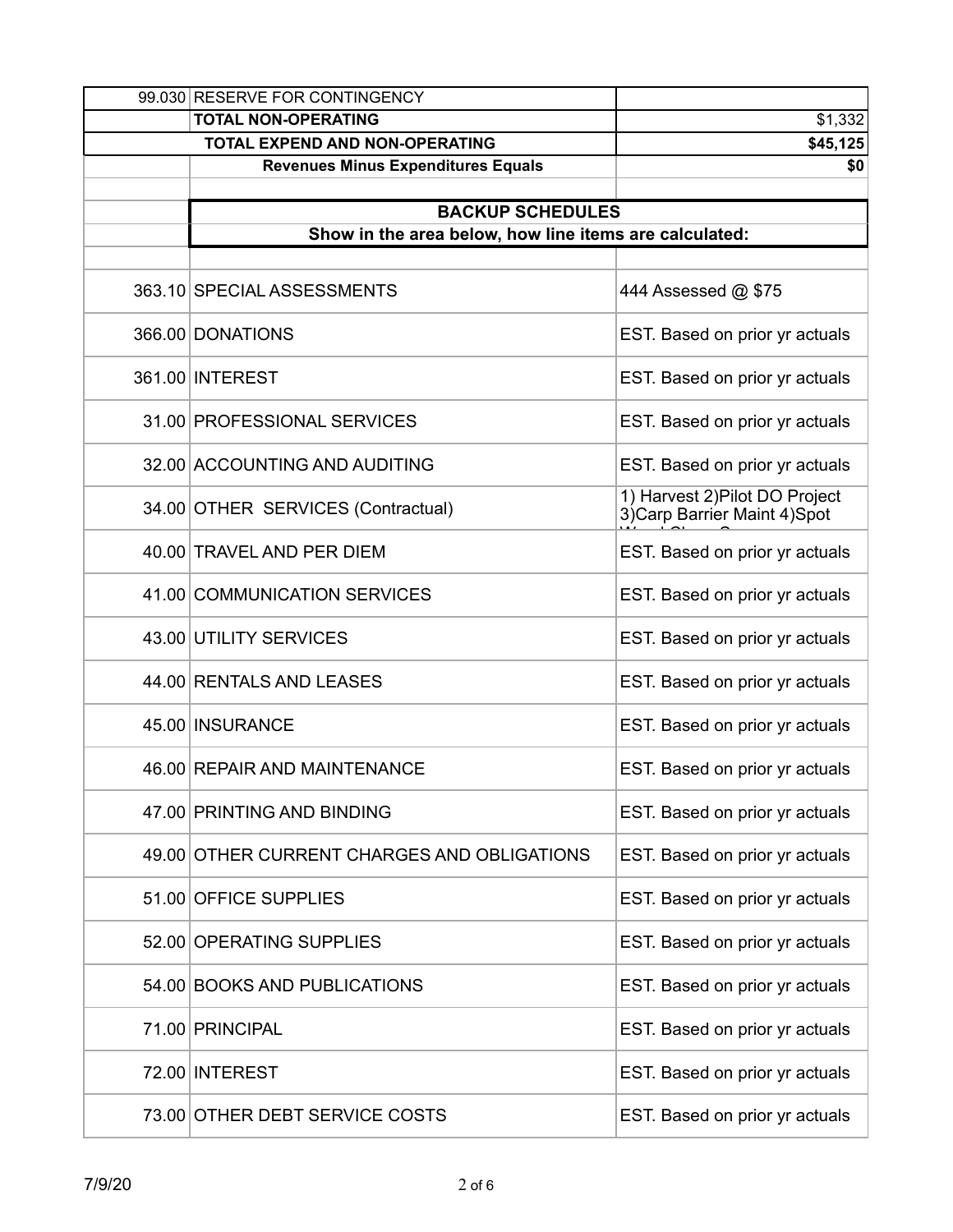| | | |
|---|---|---|
| 99.030 | RESERVE FOR CONTINGENCY | |
| | **TOTAL NON-OPERATING** | $1,332 |
| | **TOTAL EXPEND AND NON-OPERATING** | **$45,125** |
| | **Revenues Minus Expenditures Equals** | **$0** |

**BACKUP SCHEDULES**

**Show in the area below, how line items are calculated:**

| | | |
|---|---|---|
| 363.10 | SPECIAL ASSESSMENTS | 444 Assessed @ $75 |
| 366.00 | DONATIONS | EST. Based on prior yr actuals |
| 361.00 | INTEREST | EST. Based on prior yr actuals |
| 31.00 | PROFESSIONAL SERVICES | EST. Based on prior yr actuals |
| 32.00 | ACCOUNTING AND AUDITING | EST. Based on prior yr actuals |
| 34.00 | OTHER SERVICES (Contractual) | 1) Harvest 2)Pilot DO Project 3)Carp Barrier Maint 4)Spot |
| 40.00 | TRAVEL AND PER DIEM | EST. Based on prior yr actuals |
| 41.00 | COMMUNICATION SERVICES | EST. Based on prior yr actuals |
| 43.00 | UTILITY SERVICES | EST. Based on prior yr actuals |
| 44.00 | RENTALS AND LEASES | EST. Based on prior yr actuals |
| 45.00 | INSURANCE | EST. Based on prior yr actuals |
| 46.00 | REPAIR AND MAINTENANCE | EST. Based on prior yr actuals |
| 47.00 | PRINTING AND BINDING | EST. Based on prior yr actuals |
| 49.00 | OTHER CURRENT CHARGES AND OBLIGATIONS | EST. Based on prior yr actuals |
| 51.00 | OFFICE SUPPLIES | EST. Based on prior yr actuals |
| 52.00 | OPERATING SUPPLIES | EST. Based on prior yr actuals |
| 54.00 | BOOKS AND PUBLICATIONS | EST. Based on prior yr actuals |
| 71.00 | PRINCIPAL | EST. Based on prior yr actuals |
| 72.00 | INTEREST | EST. Based on prior yr actuals |
| 73.00 | OTHER DEBT SERVICE COSTS | EST. Based on prior yr actuals |

7/9/20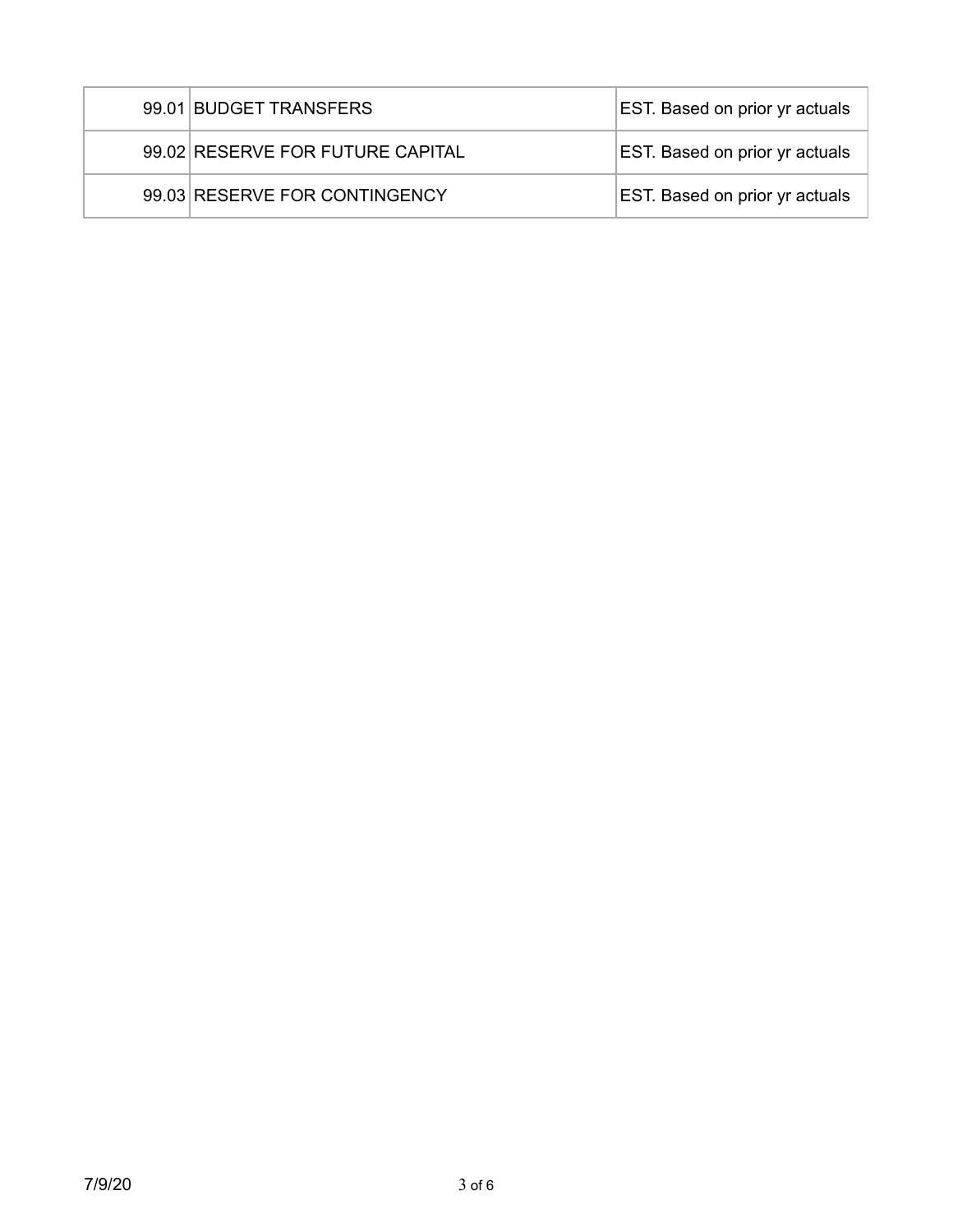| | | |
|---|---|---|
| 99.01 | BUDGET TRANSFERS | EST. Based on prior yr actuals |
| 99.02 | RESERVE FOR FUTURE CAPITAL | EST. Based on prior yr actuals |
| 99.03 | RESERVE FOR CONTINGENCY | EST. Based on prior yr actuals |